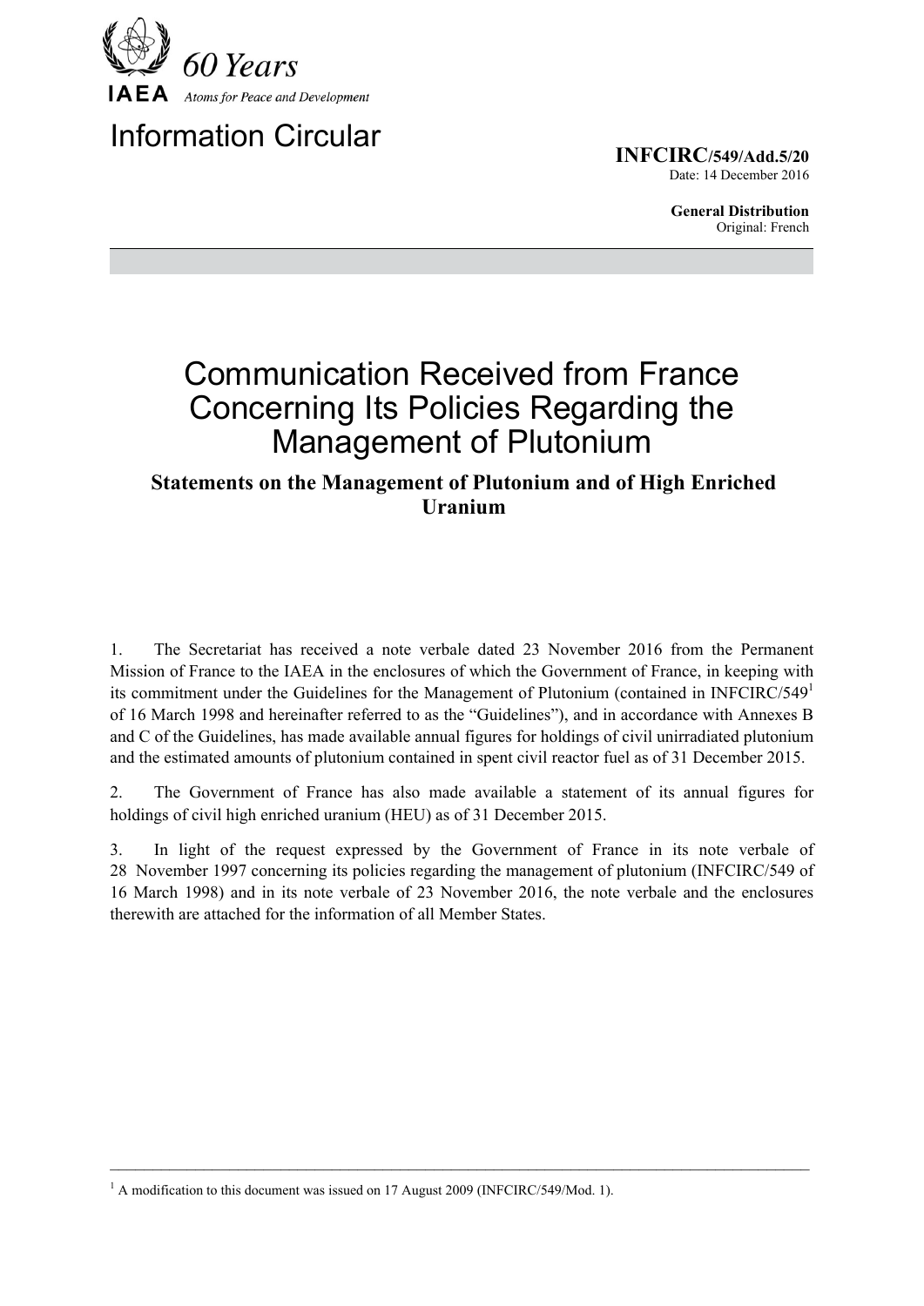60 Years

IAEA Atoms for Peace and Development

# Information Circular

**INFCIRC/549/Add.5/20**
Date: 14 December 2016

**General Distribution**
Original: French

# Communication Received from France Concerning Its Policies Regarding the Management of Plutonium

## Statements on the Management of Plutonium and of High Enriched Uranium

1. The Secretariat has received a note verbale dated 23 November 2016 from the Permanent Mission of France to the IAEA in the enclosures of which the Government of France, in keeping with its commitment under the Guidelines for the Management of Plutonium (contained in INFCIRC/549[1] of 16 March 1998 and hereinafter referred to as the "Guidelines"), and in accordance with Annexes B and C of the Guidelines, has made available annual figures for holdings of civil unirradiated plutonium and the estimated amounts of plutonium contained in spent civil reactor fuel as of 31 December 2015.

2. The Government of France has also made available a statement of its annual figures for holdings of civil high enriched uranium (HEU) as of 31 December 2015.

3. In light of the request expressed by the Government of France in its note verbale of 28 November 1997 concerning its policies regarding the management of plutonium (INFCIRC/549 of 16 March 1998) and in its note verbale of 23 November 2016, the note verbale and the enclosures therewith are attached for the information of all Member States.

---

[1] A modification to this document was issued on 17 August 2009 (INFCIRC/549/Mod. 1).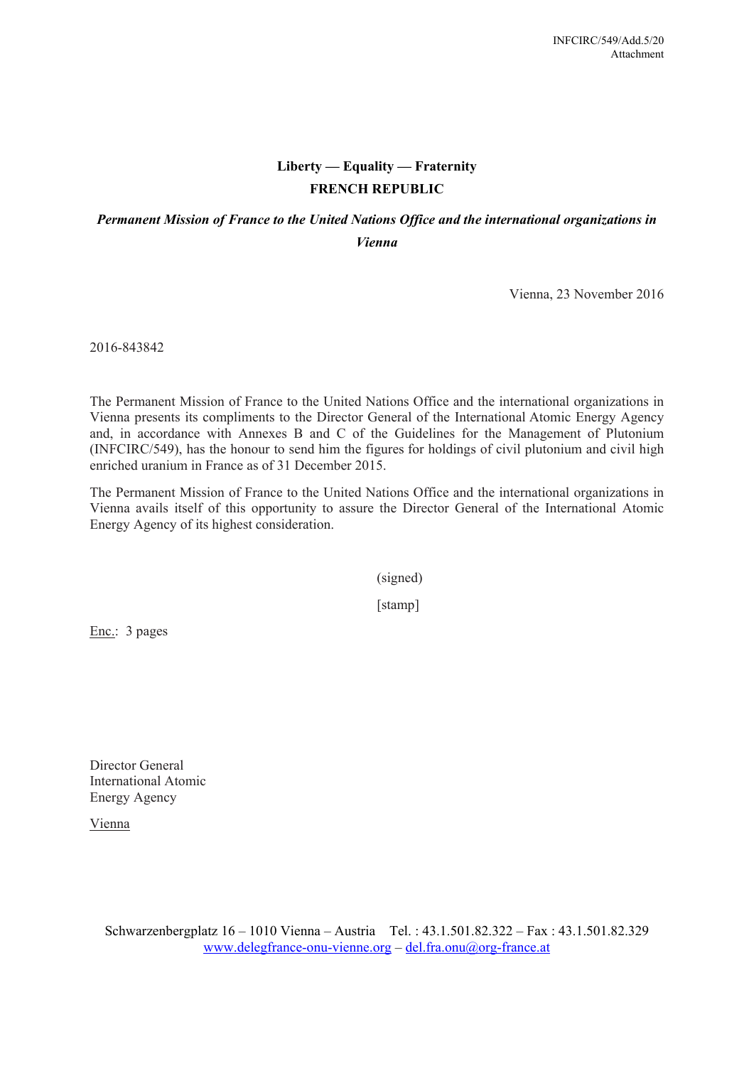**Liberty — Equality — Fraternity**
**FRENCH REPUBLIC**

***Permanent Mission of France to the United Nations Office and the international organizations in Vienna***

Vienna, 23 November 2016

2016-843842

The Permanent Mission of France to the United Nations Office and the international organizations in Vienna presents its compliments to the Director General of the International Atomic Energy Agency and, in accordance with Annexes B and C of the Guidelines for the Management of Plutonium (INFCIRC/549), has the honour to send him the figures for holdings of civil plutonium and civil high enriched uranium in France as of 31 December 2015.

The Permanent Mission of France to the United Nations Office and the international organizations in Vienna avails itself of this opportunity to assure the Director General of the International Atomic Energy Agency of its highest consideration.

(signed)

[stamp]

Enc.: 3 pages

Director General
International Atomic
Energy Agency

Vienna

Schwarzenbergplatz 16 – 1010 Vienna – Austria Tel. : 43.1.501.82.322 – Fax : 43.1.501.82.329
www.delegfrance-onu-vienne.org – del.fra.onu@org-france.at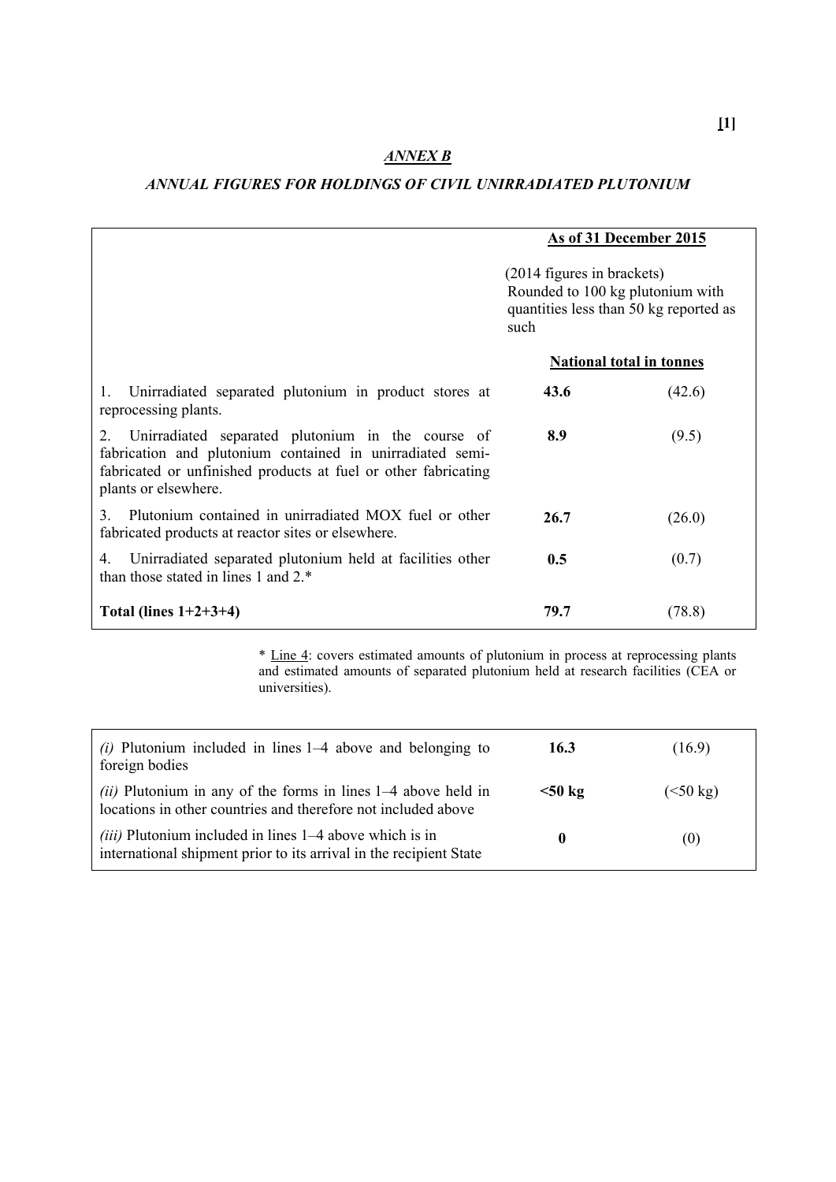[1]

## *ANNEX B*

### *ANNUAL FIGURES FOR HOLDINGS OF CIVIL UNIRRADIATED PLUTONIUM*

| | As of 31 December 2015 | |
|---|---|---|
| | (2014 figures in brackets) Rounded to 100 kg plutonium with quantities less than 50 kg reported as such | |
| | **National total in tonnes** | |
| 1. Unirradiated separated plutonium in product stores at reprocessing plants. | **43.6** | (42.6) |
| 2. Unirradiated separated plutonium in the course of fabrication and plutonium contained in unirradiated semi-fabricated or unfinished products at fuel or other fabricating plants or elsewhere. | **8.9** | (9.5) |
| 3. Plutonium contained in unirradiated MOX fuel or other fabricated products at reactor sites or elsewhere. | **26.7** | (26.0) |
| 4. Unirradiated separated plutonium held at facilities other than those stated in lines 1 and 2.* | **0.5** | (0.7) |
| **Total (lines 1+2+3+4)** | **79.7** | (78.8) |

* Line 4: covers estimated amounts of plutonium in process at reprocessing plants and estimated amounts of separated plutonium held at research facilities (CEA or universities).

| | | |
|---|---|---|
| *(i)* Plutonium included in lines 1–4 above and belonging to foreign bodies | **16.3** | (16.9) |
| *(ii)* Plutonium in any of the forms in lines 1–4 above held in locations in other countries and therefore not included above | **<50 kg** | (<50 kg) |
| *(iii)* Plutonium included in lines 1–4 above which is in international shipment prior to its arrival in the recipient State | **0** | (0) |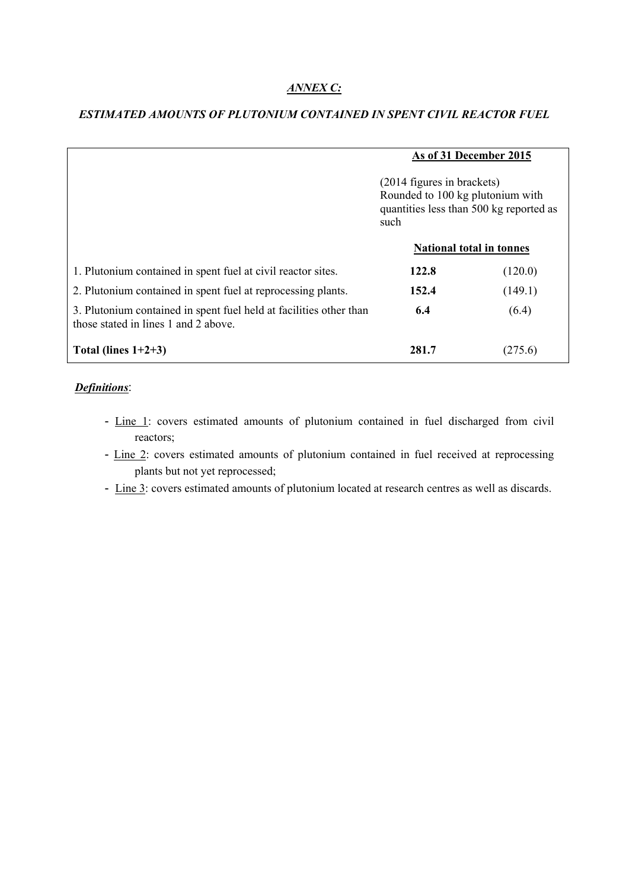## *ANNEX C:*

### *ESTIMATED AMOUNTS OF PLUTONIUM CONTAINED IN SPENT CIVIL REACTOR FUEL*

| | As of 31 December 2015 | |
|---|---|---|
| | (2014 figures in brackets) Rounded to 100 kg plutonium with quantities less than 500 kg reported as such | |
| | National total in tonnes | |
| 1. Plutonium contained in spent fuel at civil reactor sites. | **122.8** | (120.0) |
| 2. Plutonium contained in spent fuel at reprocessing plants. | **152.4** | (149.1) |
| 3. Plutonium contained in spent fuel held at facilities other than those stated in lines 1 and 2 above. | **6.4** | (6.4) |
| **Total (lines 1+2+3)** | **281.7** | (275.6) |

***Definitions***:

- Line 1: covers estimated amounts of plutonium contained in fuel discharged from civil reactors;
- Line 2: covers estimated amounts of plutonium contained in fuel received at reprocessing plants but not yet reprocessed;
- Line 3: covers estimated amounts of plutonium located at research centres as well as discards.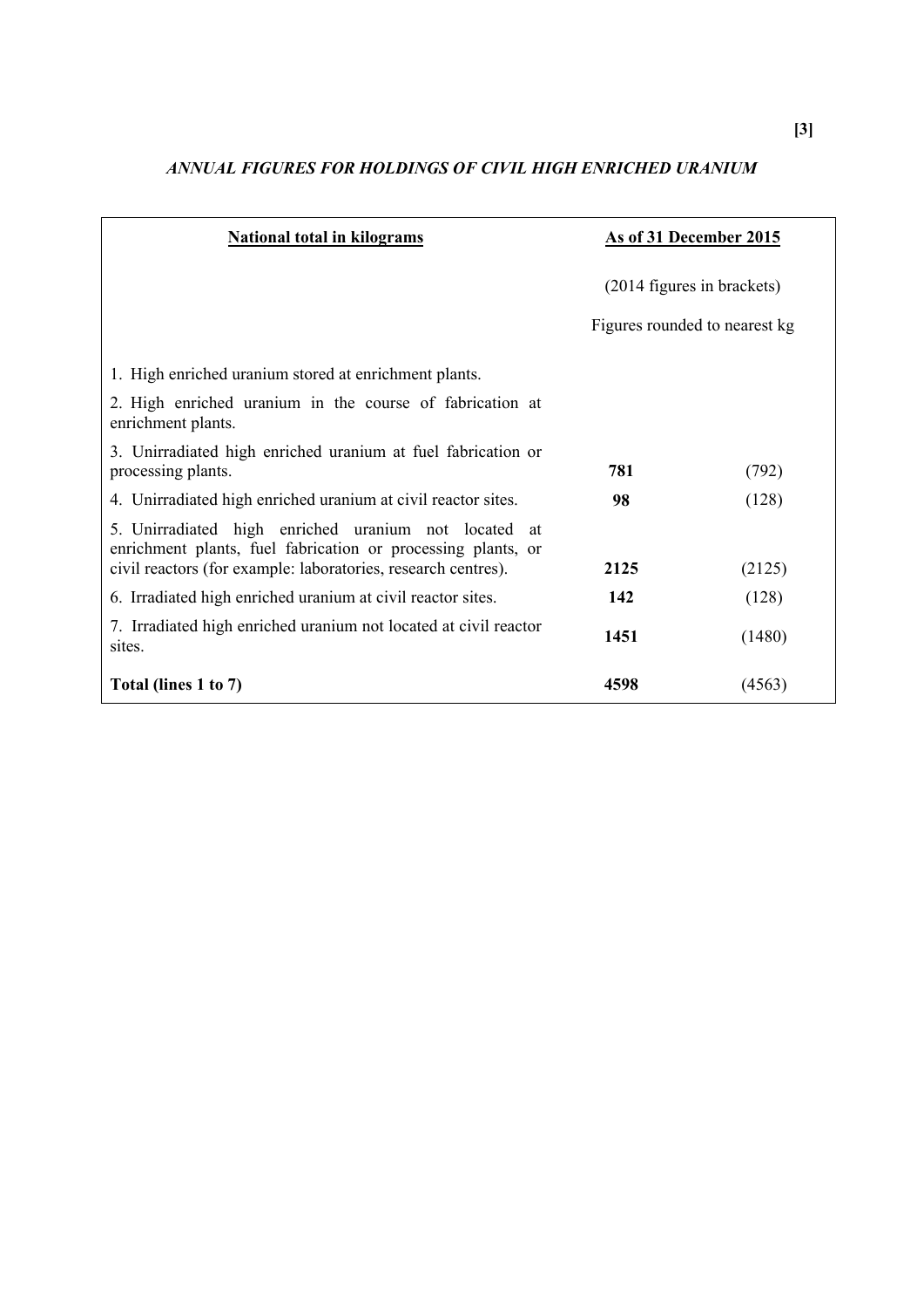*ANNUAL FIGURES FOR HOLDINGS OF CIVIL HIGH ENRICHED URANIUM*

| National total in kilograms | As of 31 December 2015 | |
|---|---|---|
| | (2014 figures in brackets) | |
| | Figures rounded to nearest kg | |
| 1. High enriched uranium stored at enrichment plants. | | |
| 2. High enriched uranium in the course of fabrication at enrichment plants. | | |
| 3. Unirradiated high enriched uranium at fuel fabrication or processing plants. | **781** | (792) |
| 4. Unirradiated high enriched uranium at civil reactor sites. | **98** | (128) |
| 5. Unirradiated high enriched uranium not located at enrichment plants, fuel fabrication or processing plants, or civil reactors (for example: laboratories, research centres). | **2125** | (2125) |
| 6. Irradiated high enriched uranium at civil reactor sites. | **142** | (128) |
| 7. Irradiated high enriched uranium not located at civil reactor sites. | **1451** | (1480) |
| **Total (lines 1 to 7)** | **4598** | (4563) |